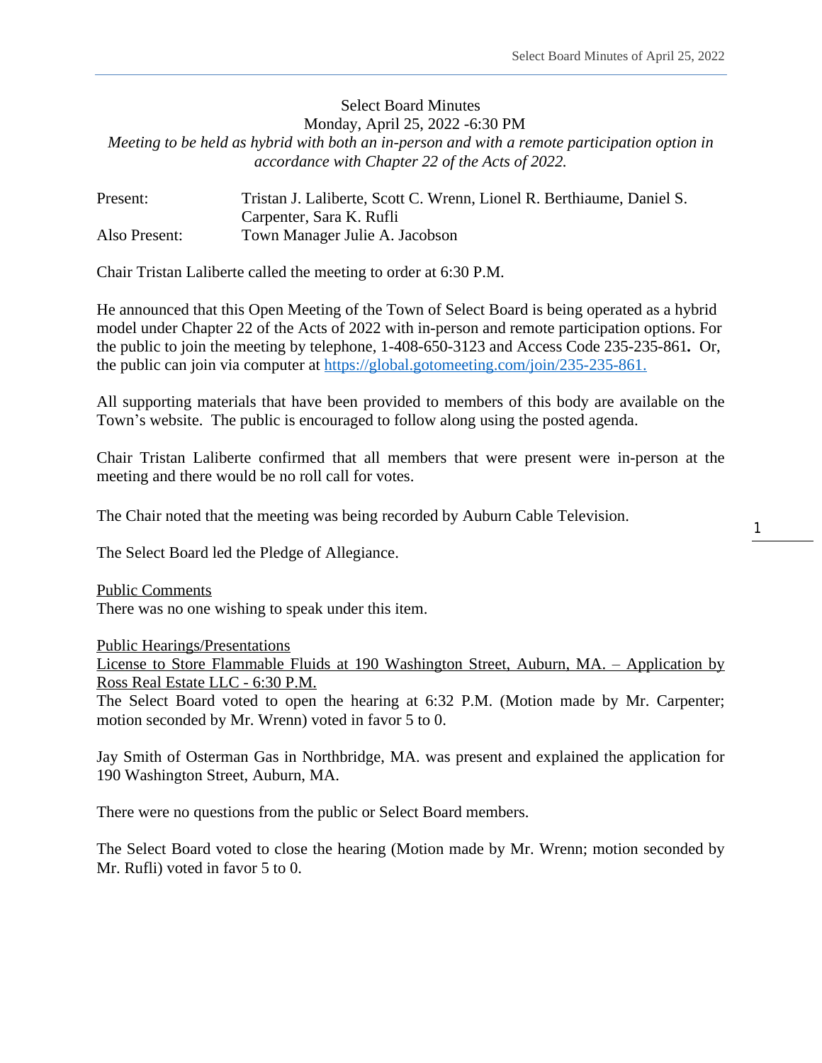# Select Board Minutes

Monday, April 25, 2022 -6:30 PM

*Meeting to be held as hybrid with both an in-person and with a remote participation option in accordance with Chapter 22 of the Acts of 2022.*

| | |
|---|---|
| Present: | Tristan J. Laliberte, Scott C. Wrenn, Lionel R. Berthiaume, Daniel S. Carpenter, Sara K. Rufli |
| Also Present: | Town Manager Julie A. Jacobson |

Chair Tristan Laliberte called the meeting to order at 6:30 P.M.

He announced that this Open Meeting of the Town of Select Board is being operated as a hybrid model under Chapter 22 of the Acts of 2022 with in-person and remote participation options. For the public to join the meeting by telephone, 1-408-650-3123 and Access Code 235-235-861**.** Or, the public can join via computer at [https://global.gotomeeting.com/join/235-235-861.](https://global.gotomeeting.com/join/235-235-861)

All supporting materials that have been provided to members of this body are available on the Town's website. The public is encouraged to follow along using the posted agenda.

Chair Tristan Laliberte confirmed that all members that were present were in-person at the meeting and there would be no roll call for votes.

The Chair noted that the meeting was being recorded by Auburn Cable Television.

The Select Board led the Pledge of Allegiance.

<u>Public Comments</u>

There was no one wishing to speak under this item.

<u>Public Hearings/Presentations</u>

<u>License to Store Flammable Fluids at 190 Washington Street, Auburn, MA. – Application by Ross Real Estate LLC - 6:30 P.M.</u>

The Select Board voted to open the hearing at 6:32 P.M. (Motion made by Mr. Carpenter; motion seconded by Mr. Wrenn) voted in favor 5 to 0.

Jay Smith of Osterman Gas in Northbridge, MA. was present and explained the application for 190 Washington Street, Auburn, MA.

There were no questions from the public or Select Board members.

The Select Board voted to close the hearing (Motion made by Mr. Wrenn; motion seconded by Mr. Rufli) voted in favor 5 to 0.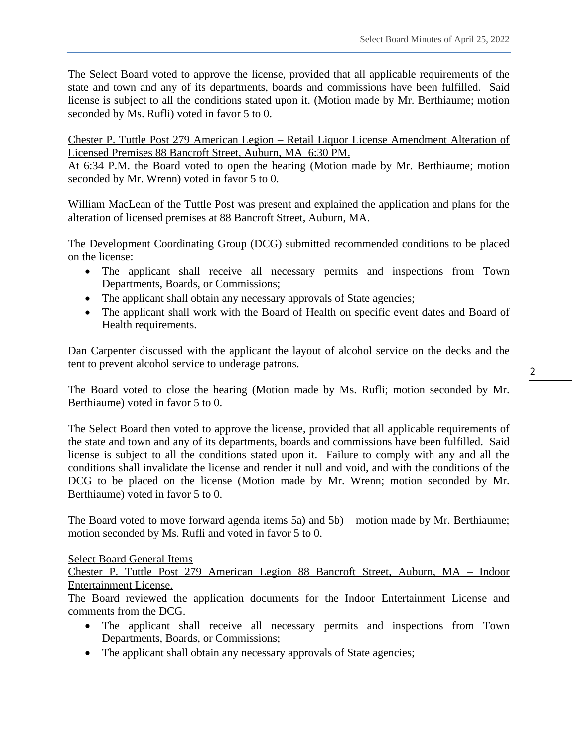The Select Board voted to approve the license, provided that all applicable requirements of the state and town and any of its departments, boards and commissions have been fulfilled. Said license is subject to all the conditions stated upon it. (Motion made by Mr. Berthiaume; motion seconded by Ms. Rufli) voted in favor 5 to 0.

<u>Chester P. Tuttle Post 279 American Legion – Retail Liquor License Amendment Alteration of Licensed Premises 88 Bancroft Street, Auburn, MA 6:30 PM.</u>
At 6:34 P.M. the Board voted to open the hearing (Motion made by Mr. Berthiaume; motion seconded by Mr. Wrenn) voted in favor 5 to 0.

William MacLean of the Tuttle Post was present and explained the application and plans for the alteration of licensed premises at 88 Bancroft Street, Auburn, MA.

The Development Coordinating Group (DCG) submitted recommended conditions to be placed on the license:

- The applicant shall receive all necessary permits and inspections from Town Departments, Boards, or Commissions;
- The applicant shall obtain any necessary approvals of State agencies;
- The applicant shall work with the Board of Health on specific event dates and Board of Health requirements.

Dan Carpenter discussed with the applicant the layout of alcohol service on the decks and the tent to prevent alcohol service to underage patrons.

The Board voted to close the hearing (Motion made by Ms. Rufli; motion seconded by Mr. Berthiaume) voted in favor 5 to 0.

The Select Board then voted to approve the license, provided that all applicable requirements of the state and town and any of its departments, boards and commissions have been fulfilled. Said license is subject to all the conditions stated upon it. Failure to comply with any and all the conditions shall invalidate the license and render it null and void, and with the conditions of the DCG to be placed on the license (Motion made by Mr. Wrenn; motion seconded by Mr. Berthiaume) voted in favor 5 to 0.

The Board voted to move forward agenda items 5a) and 5b) – motion made by Mr. Berthiaume; motion seconded by Ms. Rufli and voted in favor 5 to 0.

<u>Select Board General Items</u>
<u>Chester P. Tuttle Post 279 American Legion 88 Bancroft Street, Auburn, MA – Indoor Entertainment License.</u>
The Board reviewed the application documents for the Indoor Entertainment License and comments from the DCG.

- The applicant shall receive all necessary permits and inspections from Town Departments, Boards, or Commissions;
- The applicant shall obtain any necessary approvals of State agencies;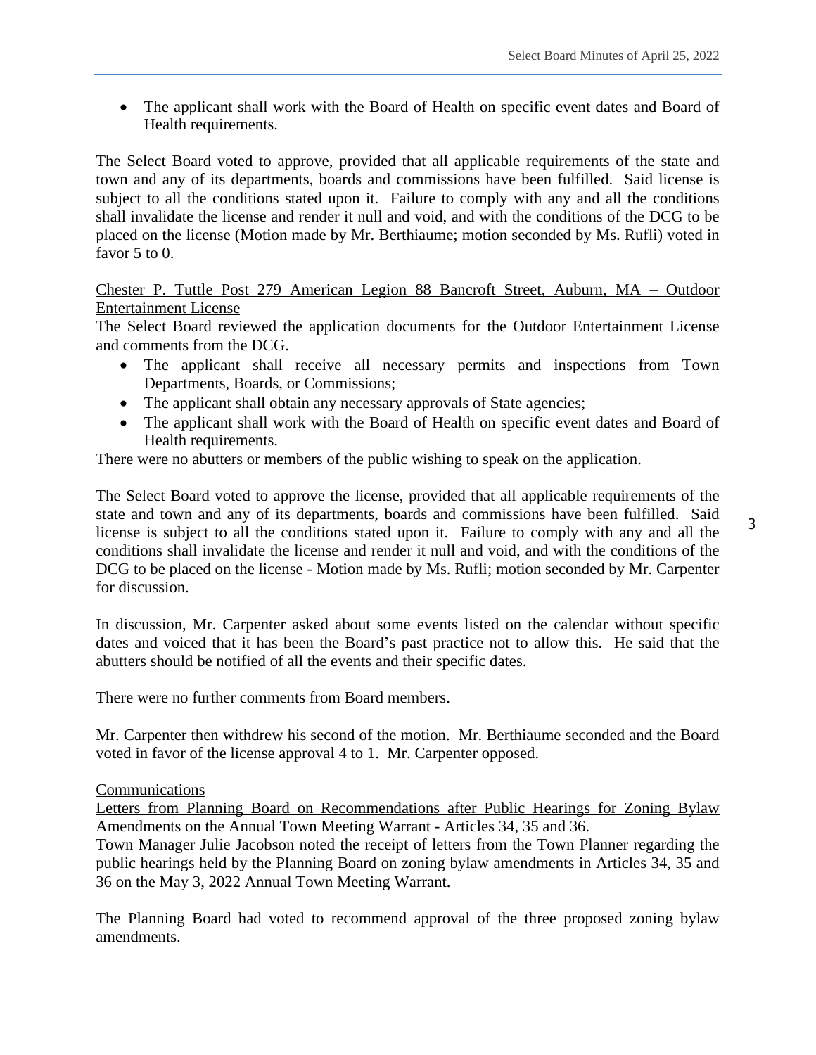- The applicant shall work with the Board of Health on specific event dates and Board of Health requirements.

The Select Board voted to approve, provided that all applicable requirements of the state and town and any of its departments, boards and commissions have been fulfilled. Said license is subject to all the conditions stated upon it. Failure to comply with any and all the conditions shall invalidate the license and render it null and void, and with the conditions of the DCG to be placed on the license (Motion made by Mr. Berthiaume; motion seconded by Ms. Rufli) voted in favor 5 to 0.

<u>Chester P. Tuttle Post 279 American Legion 88 Bancroft Street, Auburn, MA – Outdoor Entertainment License</u>

The Select Board reviewed the application documents for the Outdoor Entertainment License and comments from the DCG.

- The applicant shall receive all necessary permits and inspections from Town Departments, Boards, or Commissions;
- The applicant shall obtain any necessary approvals of State agencies;
- The applicant shall work with the Board of Health on specific event dates and Board of Health requirements.

There were no abutters or members of the public wishing to speak on the application.

The Select Board voted to approve the license, provided that all applicable requirements of the state and town and any of its departments, boards and commissions have been fulfilled. Said license is subject to all the conditions stated upon it. Failure to comply with any and all the conditions shall invalidate the license and render it null and void, and with the conditions of the DCG to be placed on the license - Motion made by Ms. Rufli; motion seconded by Mr. Carpenter for discussion.

In discussion, Mr. Carpenter asked about some events listed on the calendar without specific dates and voiced that it has been the Board's past practice not to allow this. He said that the abutters should be notified of all the events and their specific dates.

There were no further comments from Board members.

Mr. Carpenter then withdrew his second of the motion. Mr. Berthiaume seconded and the Board voted in favor of the license approval 4 to 1. Mr. Carpenter opposed.

<u>Communications</u>

<u>Letters from Planning Board on Recommendations after Public Hearings for Zoning Bylaw Amendments on the Annual Town Meeting Warrant - Articles 34, 35 and 36.</u>

Town Manager Julie Jacobson noted the receipt of letters from the Town Planner regarding the public hearings held by the Planning Board on zoning bylaw amendments in Articles 34, 35 and 36 on the May 3, 2022 Annual Town Meeting Warrant.

The Planning Board had voted to recommend approval of the three proposed zoning bylaw amendments.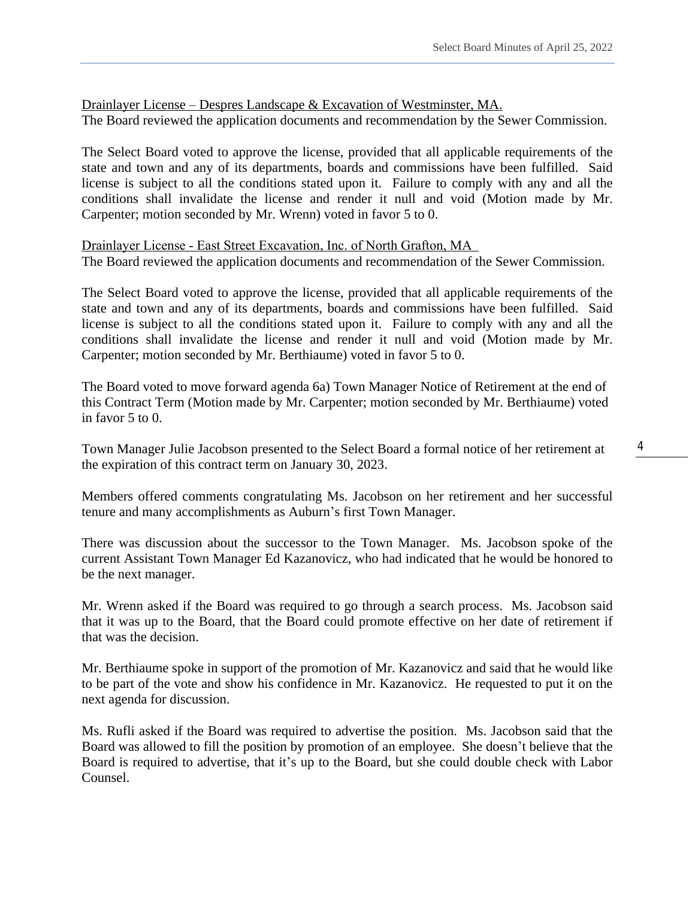Drainlayer License – Despres Landscape & Excavation of Westminster, MA.
The Board reviewed the application documents and recommendation by the Sewer Commission.

The Select Board voted to approve the license, provided that all applicable requirements of the state and town and any of its departments, boards and commissions have been fulfilled. Said license is subject to all the conditions stated upon it. Failure to comply with any and all the conditions shall invalidate the license and render it null and void (Motion made by Mr. Carpenter; motion seconded by Mr. Wrenn) voted in favor 5 to 0.

Drainlayer License - East Street Excavation, Inc. of North Grafton, MA
The Board reviewed the application documents and recommendation of the Sewer Commission.

The Select Board voted to approve the license, provided that all applicable requirements of the state and town and any of its departments, boards and commissions have been fulfilled. Said license is subject to all the conditions stated upon it. Failure to comply with any and all the conditions shall invalidate the license and render it null and void (Motion made by Mr. Carpenter; motion seconded by Mr. Berthiaume) voted in favor 5 to 0.

The Board voted to move forward agenda 6a) Town Manager Notice of Retirement at the end of this Contract Term (Motion made by Mr. Carpenter; motion seconded by Mr. Berthiaume) voted in favor 5 to 0.

Town Manager Julie Jacobson presented to the Select Board a formal notice of her retirement at the expiration of this contract term on January 30, 2023.

Members offered comments congratulating Ms. Jacobson on her retirement and her successful tenure and many accomplishments as Auburn's first Town Manager.

There was discussion about the successor to the Town Manager. Ms. Jacobson spoke of the current Assistant Town Manager Ed Kazanovicz, who had indicated that he would be honored to be the next manager.

Mr. Wrenn asked if the Board was required to go through a search process. Ms. Jacobson said that it was up to the Board, that the Board could promote effective on her date of retirement if that was the decision.

Mr. Berthiaume spoke in support of the promotion of Mr. Kazanovicz and said that he would like to be part of the vote and show his confidence in Mr. Kazanovicz. He requested to put it on the next agenda for discussion.

Ms. Rufli asked if the Board was required to advertise the position. Ms. Jacobson said that the Board was allowed to fill the position by promotion of an employee. She doesn't believe that the Board is required to advertise, that it's up to the Board, but she could double check with Labor Counsel.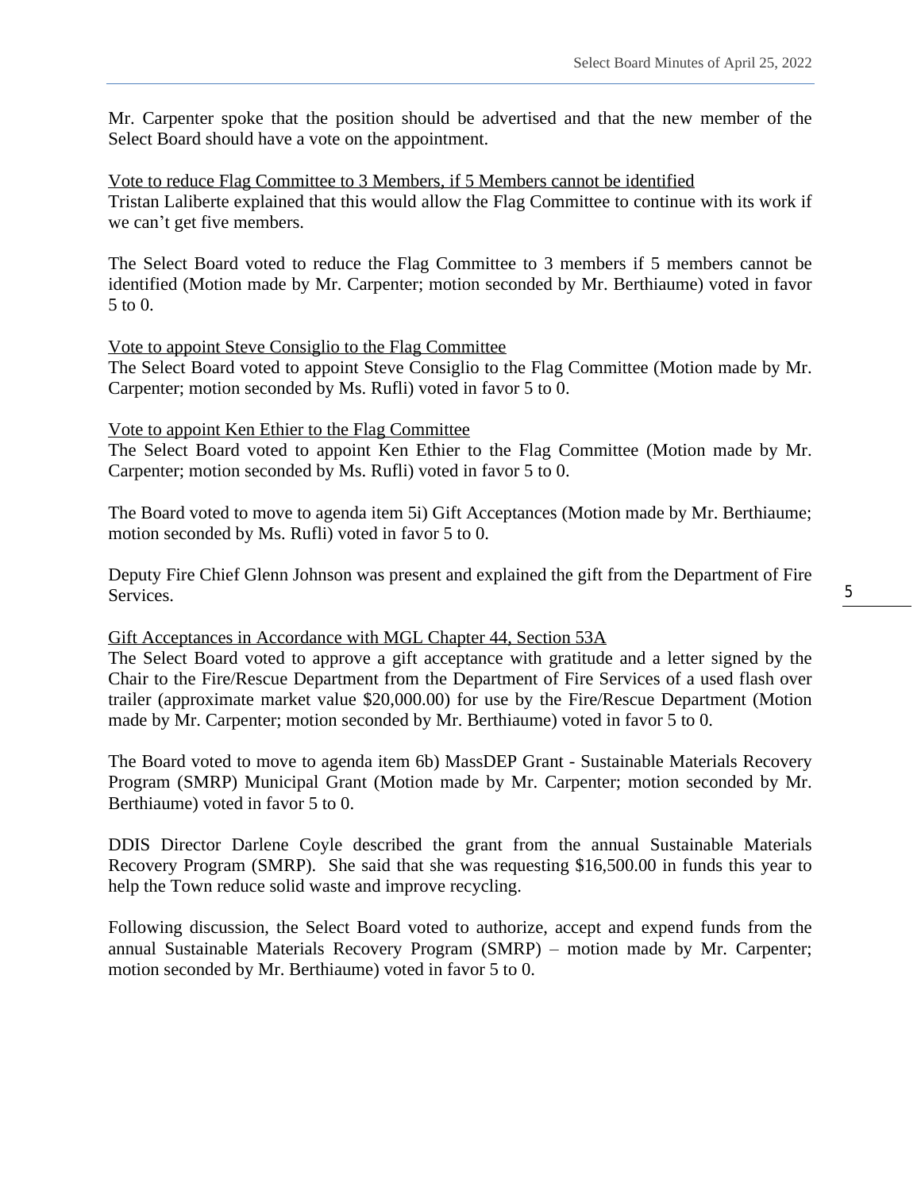Mr. Carpenter spoke that the position should be advertised and that the new member of the Select Board should have a vote on the appointment.

<u>Vote to reduce Flag Committee to 3 Members, if 5 Members cannot be identified</u>
Tristan Laliberte explained that this would allow the Flag Committee to continue with its work if we can't get five members.

The Select Board voted to reduce the Flag Committee to 3 members if 5 members cannot be identified (Motion made by Mr. Carpenter; motion seconded by Mr. Berthiaume) voted in favor 5 to 0.

<u>Vote to appoint Steve Consiglio to the Flag Committee</u>
The Select Board voted to appoint Steve Consiglio to the Flag Committee (Motion made by Mr. Carpenter; motion seconded by Ms. Rufli) voted in favor 5 to 0.

<u>Vote to appoint Ken Ethier to the Flag Committee</u>
The Select Board voted to appoint Ken Ethier to the Flag Committee (Motion made by Mr. Carpenter; motion seconded by Ms. Rufli) voted in favor 5 to 0.

The Board voted to move to agenda item 5i) Gift Acceptances (Motion made by Mr. Berthiaume; motion seconded by Ms. Rufli) voted in favor 5 to 0.

Deputy Fire Chief Glenn Johnson was present and explained the gift from the Department of Fire Services.

<u>Gift Acceptances in Accordance with MGL Chapter 44, Section 53A</u>
The Select Board voted to approve a gift acceptance with gratitude and a letter signed by the Chair to the Fire/Rescue Department from the Department of Fire Services of a used flash over trailer (approximate market value $20,000.00) for use by the Fire/Rescue Department (Motion made by Mr. Carpenter; motion seconded by Mr. Berthiaume) voted in favor 5 to 0.

The Board voted to move to agenda item 6b) MassDEP Grant - Sustainable Materials Recovery Program (SMRP) Municipal Grant (Motion made by Mr. Carpenter; motion seconded by Mr. Berthiaume) voted in favor 5 to 0.

DDIS Director Darlene Coyle described the grant from the annual Sustainable Materials Recovery Program (SMRP). She said that she was requesting $16,500.00 in funds this year to help the Town reduce solid waste and improve recycling.

Following discussion, the Select Board voted to authorize, accept and expend funds from the annual Sustainable Materials Recovery Program (SMRP) – motion made by Mr. Carpenter; motion seconded by Mr. Berthiaume) voted in favor 5 to 0.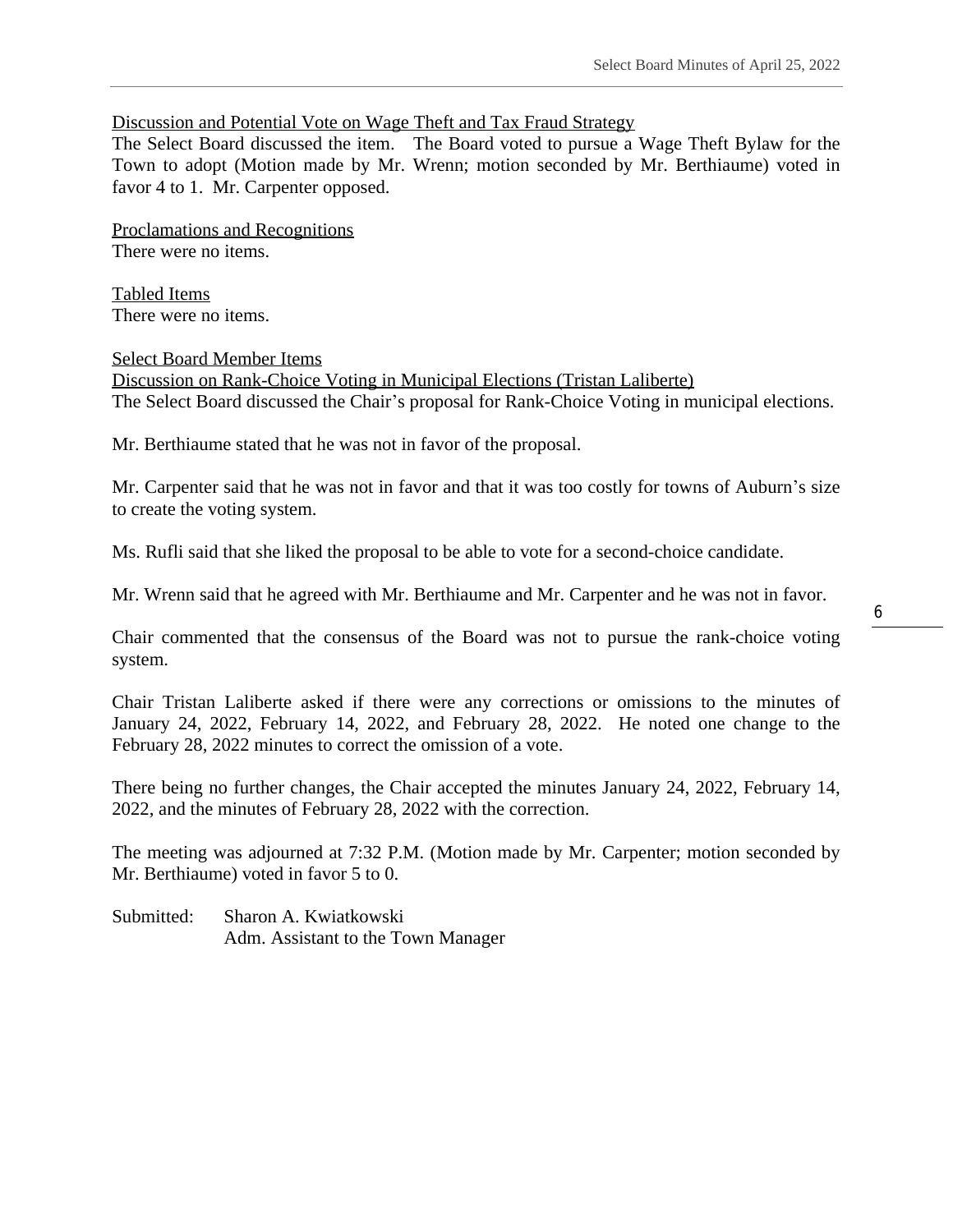Discussion and Potential Vote on Wage Theft and Tax Fraud Strategy

The Select Board discussed the item. The Board voted to pursue a Wage Theft Bylaw for the Town to adopt (Motion made by Mr. Wrenn; motion seconded by Mr. Berthiaume) voted in favor 4 to 1. Mr. Carpenter opposed.

Proclamations and Recognitions

There were no items.

Tabled Items

There were no items.

Select Board Member Items

Discussion on Rank-Choice Voting in Municipal Elections (Tristan Laliberte)

The Select Board discussed the Chair's proposal for Rank-Choice Voting in municipal elections.

Mr. Berthiaume stated that he was not in favor of the proposal.

Mr. Carpenter said that he was not in favor and that it was too costly for towns of Auburn's size to create the voting system.

Ms. Rufli said that she liked the proposal to be able to vote for a second-choice candidate.

Mr. Wrenn said that he agreed with Mr. Berthiaume and Mr. Carpenter and he was not in favor.

Chair commented that the consensus of the Board was not to pursue the rank-choice voting system.

Chair Tristan Laliberte asked if there were any corrections or omissions to the minutes of January 24, 2022, February 14, 2022, and February 28, 2022. He noted one change to the February 28, 2022 minutes to correct the omission of a vote.

There being no further changes, the Chair accepted the minutes January 24, 2022, February 14, 2022, and the minutes of February 28, 2022 with the correction.

The meeting was adjourned at 7:32 P.M. (Motion made by Mr. Carpenter; motion seconded by Mr. Berthiaume) voted in favor 5 to 0.

Submitted: Sharon A. Kwiatkowski
Adm. Assistant to the Town Manager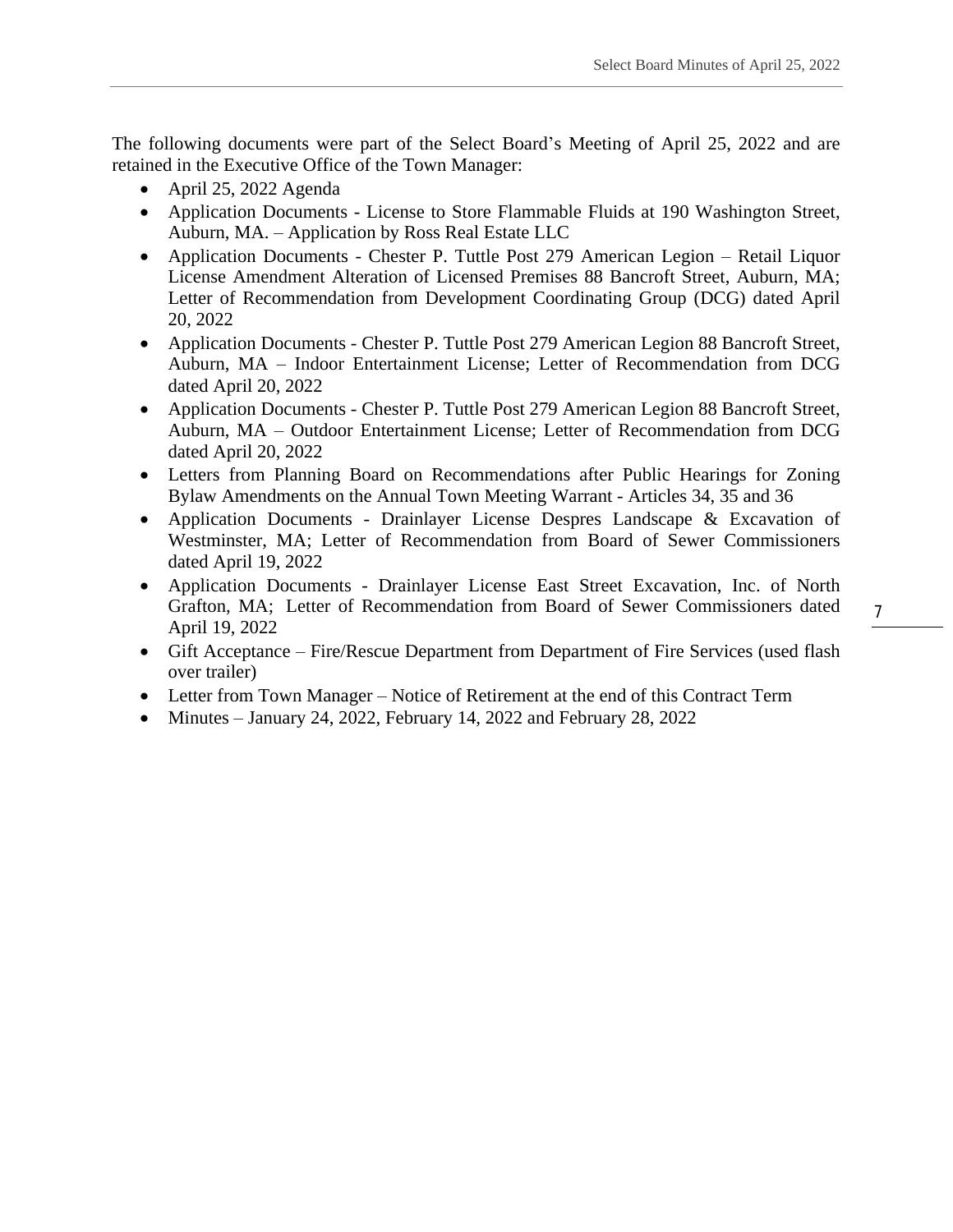The following documents were part of the Select Board's Meeting of April 25, 2022 and are retained in the Executive Office of the Town Manager:

- April 25, 2022 Agenda
- Application Documents - License to Store Flammable Fluids at 190 Washington Street, Auburn, MA. – Application by Ross Real Estate LLC
- Application Documents - Chester P. Tuttle Post 279 American Legion – Retail Liquor License Amendment Alteration of Licensed Premises 88 Bancroft Street, Auburn, MA; Letter of Recommendation from Development Coordinating Group (DCG) dated April 20, 2022
- Application Documents - Chester P. Tuttle Post 279 American Legion 88 Bancroft Street, Auburn, MA – Indoor Entertainment License; Letter of Recommendation from DCG dated April 20, 2022
- Application Documents - Chester P. Tuttle Post 279 American Legion 88 Bancroft Street, Auburn, MA – Outdoor Entertainment License; Letter of Recommendation from DCG dated April 20, 2022
- Letters from Planning Board on Recommendations after Public Hearings for Zoning Bylaw Amendments on the Annual Town Meeting Warrant - Articles 34, 35 and 36
- Application Documents - Drainlayer License Despres Landscape & Excavation of Westminster, MA; Letter of Recommendation from Board of Sewer Commissioners dated April 19, 2022
- Application Documents - Drainlayer License East Street Excavation, Inc. of North Grafton, MA; Letter of Recommendation from Board of Sewer Commissioners dated April 19, 2022
- Gift Acceptance – Fire/Rescue Department from Department of Fire Services (used flash over trailer)
- Letter from Town Manager – Notice of Retirement at the end of this Contract Term
- Minutes – January 24, 2022, February 14, 2022 and February 28, 2022